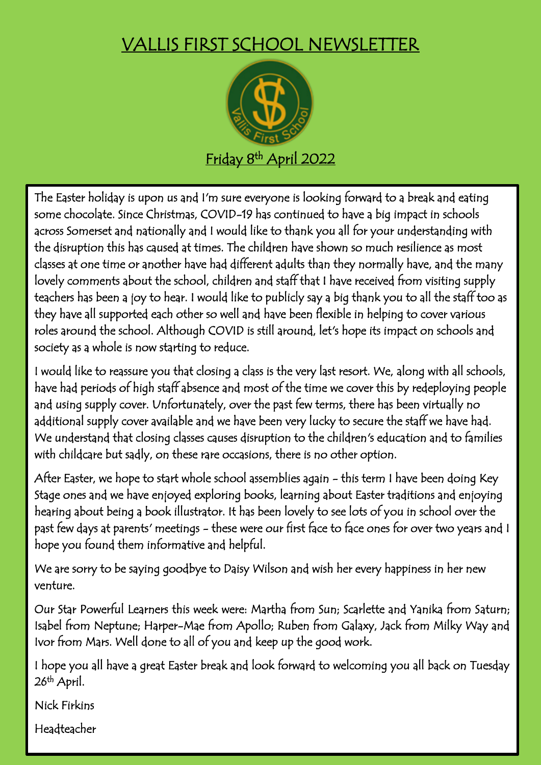# VALLIS FIRST SCHOOL NEWSLETTER

Friday 8th April 2022

The Easter holiday is upon us and I'm sure everyone is looking forward to a break and eating some chocolate. Since Christmas, COVID-19 has continued to have a big impact in schools across Somerset and nationally and I would like to thank you all for your understanding with the disruption this has caused at times. The children have shown so much resilience as most classes at one time or another have had different adults than they normally have, and the many lovely comments about the school, children and staff that I have received from visiting supply teachers has been a joy to hear. I would like to publicly say a big thank you to all the staff too as they have all supported each other so well and have been flexible in helping to cover various roles around the school. Although COVID is still around, let's hope its impact on schools and society as a whole is now starting to reduce.

I would like to reassure you that closing a class is the very last resort. We, along with all schools, have had periods of high staff absence and most of the time we cover this by redeploying people and using supply cover. Unfortunately, over the past few terms, there has been virtually no additional supply cover available and we have been very lucky to secure the staff we have had. We understand that closing classes causes disruption to the children's education and to families with childcare but sadly, on these rare occasions, there is no other option.

After Easter, we hope to start whole school assemblies again – this term I have been doing Key Stage ones and we have enjoyed exploring books, learning about Easter traditions and enjoying hearing about being a book illustrator. It has been lovely to see lots of you in school over the past few days at parents' meetings – these were our first face to face ones for over two years and I hope you found them informative and helpful.

We are sorry to be saying goodbye to Daisy Wilson and wish her every happiness in her new venture.

Our Star Powerful Learners this week were: Martha from Sun; Scarlette and Yanika from Saturn; Isabel from Neptune; Harper-Mae from Apollo; Ruben from Galaxy, Jack from Milky Way and Ivor from Mars. Well done to all of you and keep up the good work.

I hope you all have a great Easter break and look forward to welcoming you all back on Tuesday 26th April.

Nick Firkins

Headteacher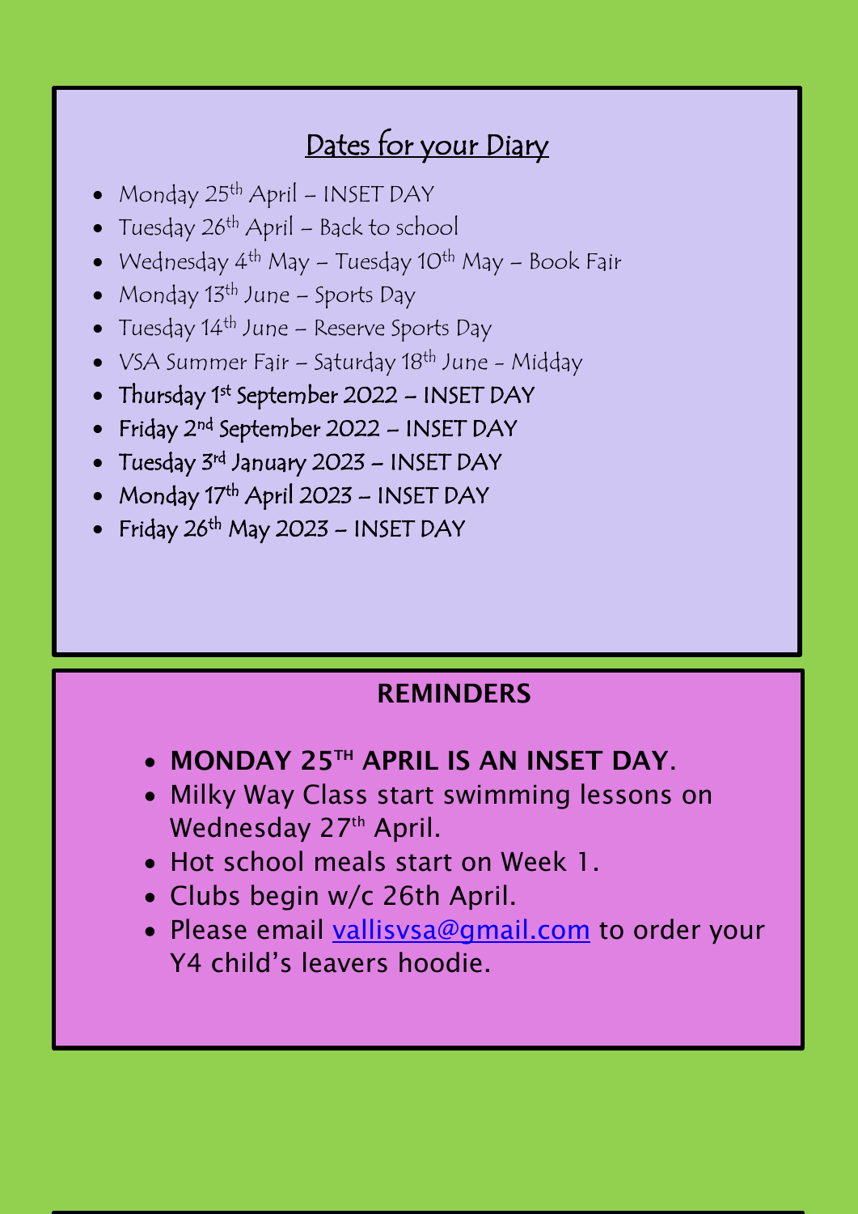## Dates for your Diary

- Monday 25th April – INSET DAY
- Tuesday 26th April – Back to school
- Wednesday 4th May – Tuesday 10th May – Book Fair
- Monday 13th June – Sports Day
- Tuesday 14th June – Reserve Sports Day
- VSA Summer Fair – Saturday 18th June - Midday
- Thursday 1st September 2022 – INSET DAY
- Friday 2nd September 2022 – INSET DAY
- Tuesday 3rd January 2023 – INSET DAY
- Monday 17th April 2023 – INSET DAY
- Friday 26th May 2023 – INSET DAY

## REMINDERS

- **MONDAY 25TH APRIL IS AN INSET DAY**.
- Milky Way Class start swimming lessons on Wednesday 27th April.
- Hot school meals start on Week 1.
- Clubs begin w/c 26th April.
- Please email vallisvsa@gmail.com to order your Y4 child's leavers hoodie.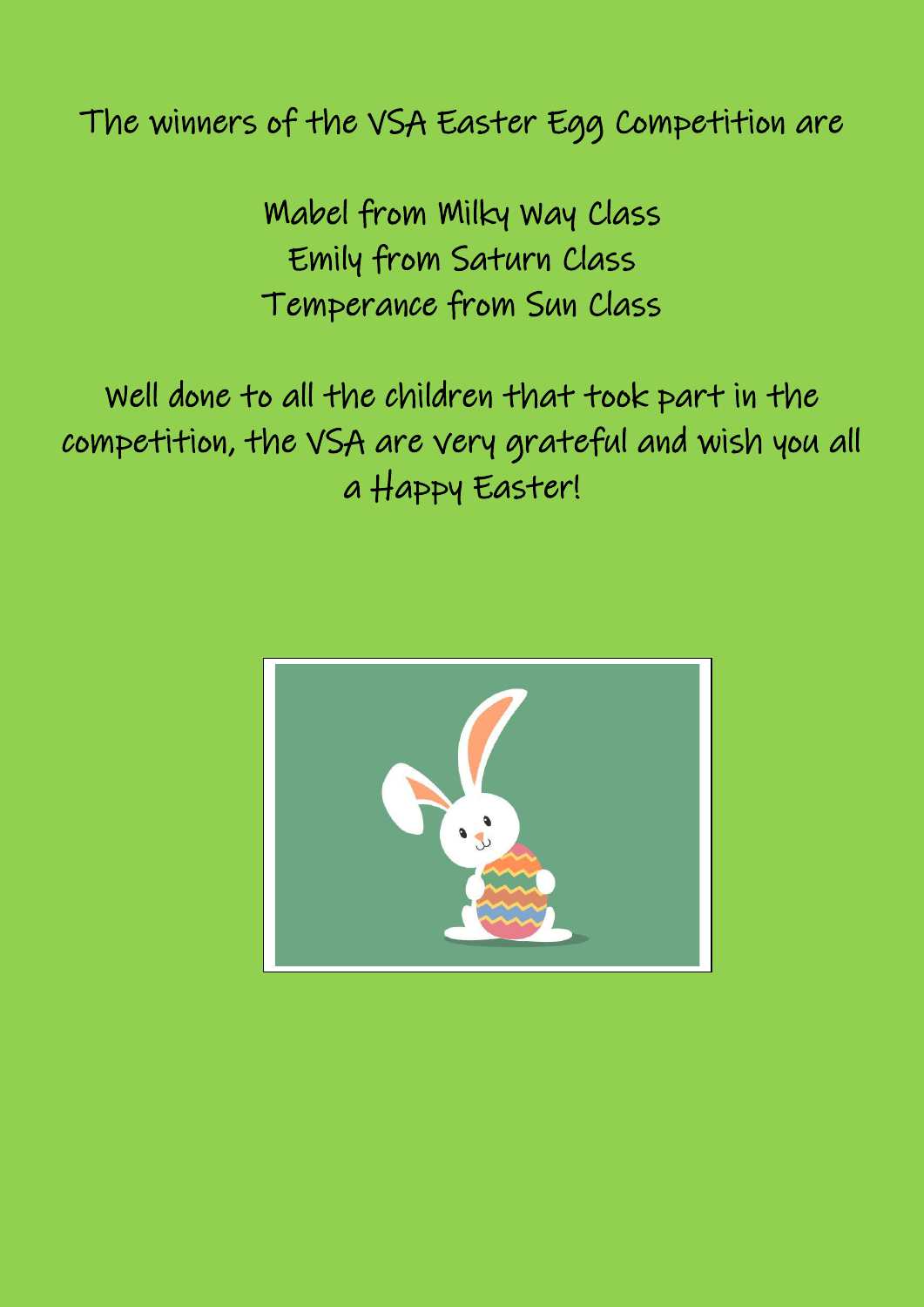The winners of the VSA Easter Egg Competition are

Mabel from Milky Way Class
Emily from Saturn Class
Temperance from Sun Class

Well done to all the children that took part in the competition, the VSA are very grateful and wish you all a Happy Easter!